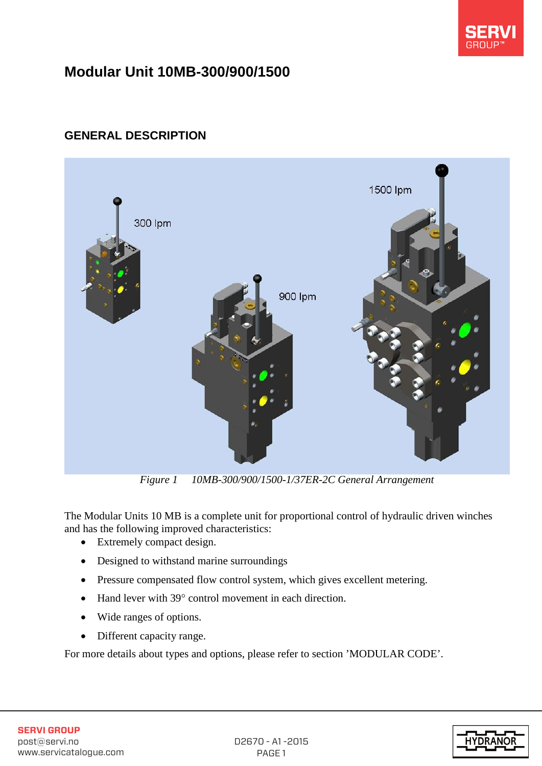# Modular Unit 10MB-300/900/1500

## GENERAL DESCRIPTION

300 lpm

900 lpm

1500 lpm

*Figure 1 10MB-300/900/1500-1/37ER-2C General Arrangement*

The Modular Units 10 MB is a complete unit for proportional control of hydraulic driven winches and has the following improved characteristics:

- Extremely compact design.
- Designed to withstand marine surroundings
- Pressure compensated flow control system, which gives excellent metering.
- Hand lever with 39° control movement in each direction.
- Wide ranges of options.
- Different capacity range.

For more details about types and options, please refer to section 'MODULAR CODE'.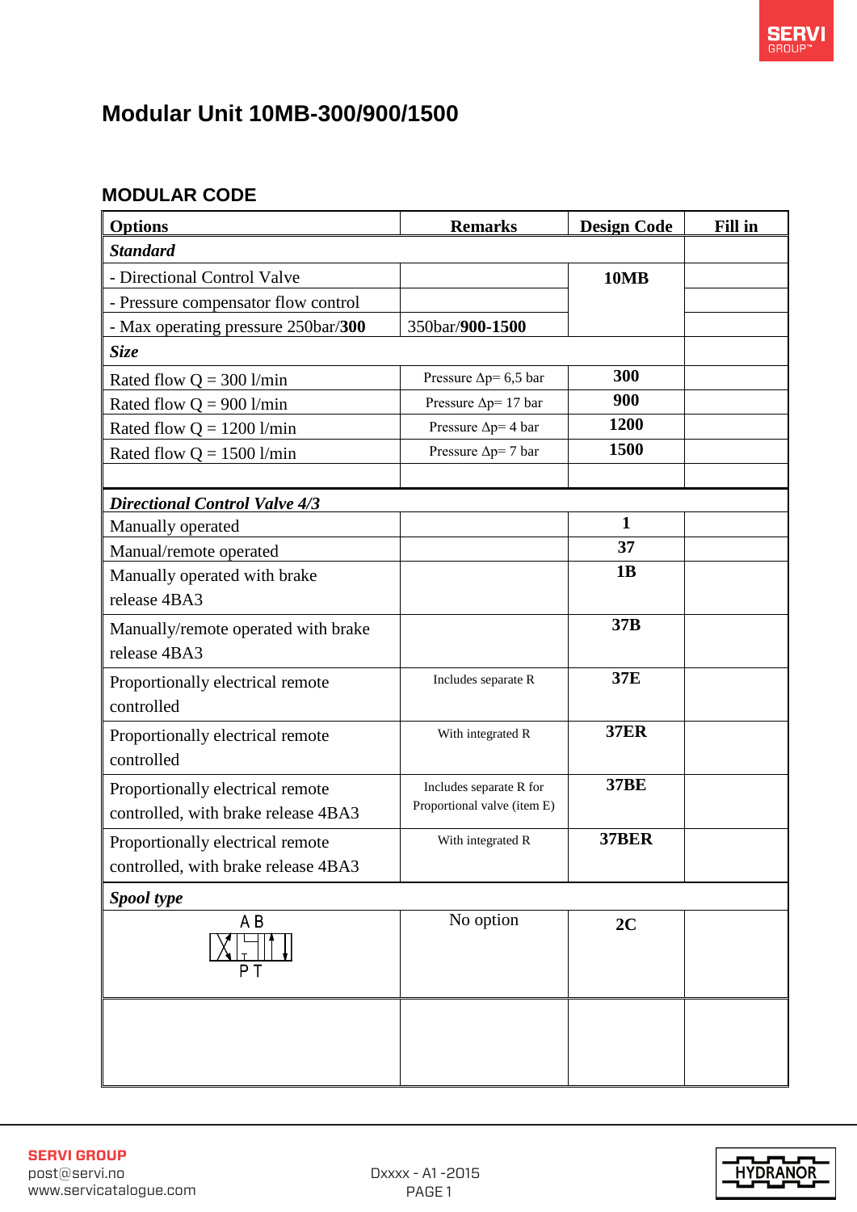# Modular Unit 10MB-300/900/1500

## MODULAR CODE

| Options | Remarks | Design Code | Fill in |
|---|---|---|---|
| ***Standard*** | | | |
| - Directional Control Valve | | 10MB | |
| - Pressure compensator flow control | | | |
| - Max operating pressure 250bar/**300** | 350bar/**900-1500** | | |
| ***Size*** | | | |
| Rated flow Q = 300 l/min | Pressure Δp= 6,5 bar | **300** | |
| Rated flow Q = 900 l/min | Pressure Δp= 17 bar | **900** | |
| Rated flow Q = 1200 l/min | Pressure Δp= 4 bar | **1200** | |
| Rated flow Q = 1500 l/min | Pressure Δp= 7 bar | **1500** | |
| | | | |
| ***Directional Control Valve 4/3*** | | | |
| Manually operated | | **1** | |
| Manual/remote operated | | **37** | |
| Manually operated with brake release 4BA3 | | **1B** | |
| Manually/remote operated with brake release 4BA3 | | **37B** | |
| Proportionally electrical remote controlled | Includes separate R | **37E** | |
| Proportionally electrical remote controlled | With integrated R | **37ER** | |
| Proportionally electrical remote controlled, with brake release 4BA3 | Includes separate R for Proportional valve (item E) | **37BE** | |
| Proportionally electrical remote controlled, with brake release 4BA3 | With integrated R | **37BER** | |
| ***Spool type*** | | | |
| A B / P T | No option | **2C** | |
| | | | |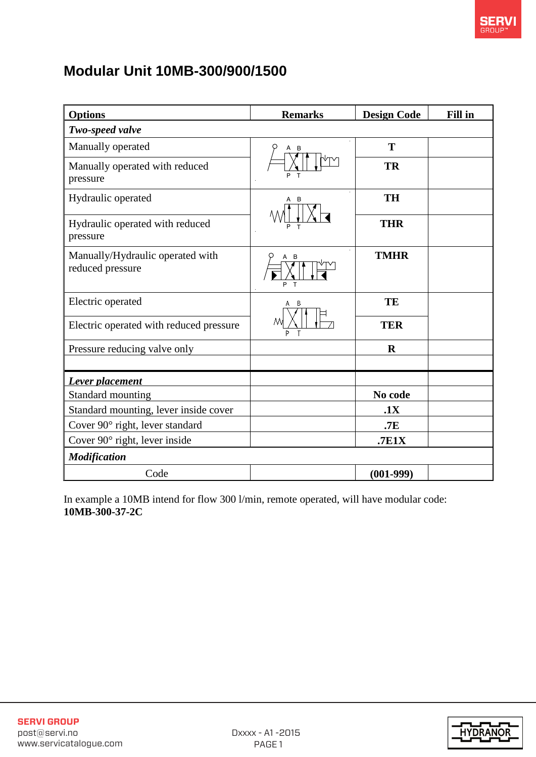# Modular Unit 10MB-300/900/1500

| Options | Remarks | Design Code | Fill in |
|---|---|---|---|
| ***Two-speed valve*** | | | |
| Manually operated | A B / P T | **T** | |
| Manually operated with reduced pressure | | **TR** | |
| Hydraulic operated | A B / P T | **TH** | |
| Hydraulic operated with reduced pressure | | **THR** | |
| Manually/Hydraulic operated with reduced pressure | A B / P T | **TMHR** | |
| Electric operated | A B / P T | **TE** | |
| Electric operated with reduced pressure | | **TER** | |
| Pressure reducing valve only | | **R** | |
| | | | |
| ***Lever placement*** | | | |
| Standard mounting | | **No code** | |
| Standard mounting, lever inside cover | | **.1X** | |
| Cover 90° right, lever standard | | **.7E** | |
| Cover 90° right, lever inside | | **.7E1X** | |
| ***Modification*** | | | |
| Code | | **(001-999)** | |

In example a 10MB intend for flow 300 l/min, remote operated, will have modular code:
**10MB-300-37-2C**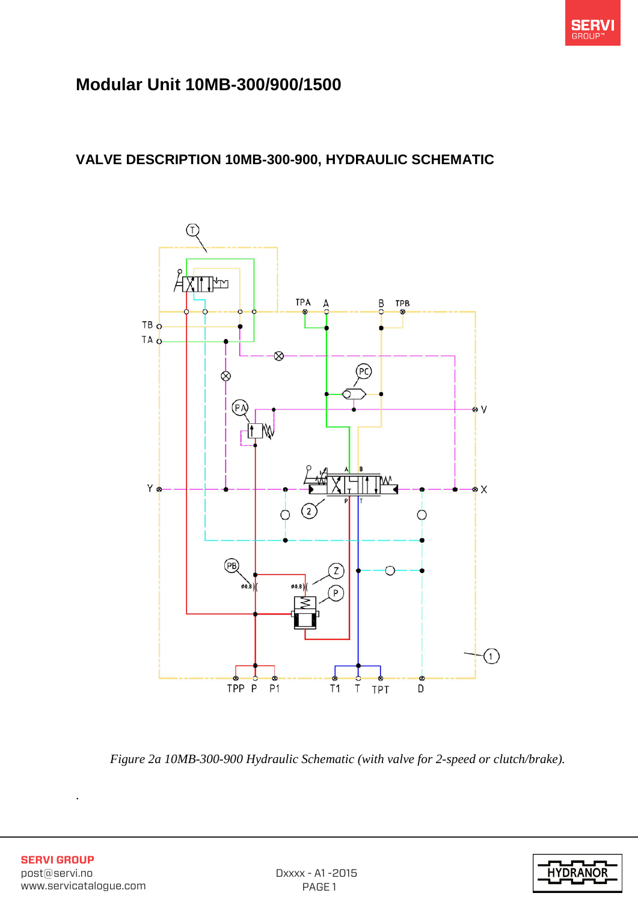# Modular Unit 10MB-300/900/1500

## VALVE DESCRIPTION 10MB-300-900, HYDRAULIC SCHEMATIC

T
TPA A B TPB
TB
TA
PC
V
PA
Y X
2
PB Z
ϕ0.8 ϕ0.8
P
1
TPP P P1 T1 T TPT D

*Figure 2a 10MB-300-900 Hydraulic Schematic (with valve for 2-speed or clutch/brake).*

.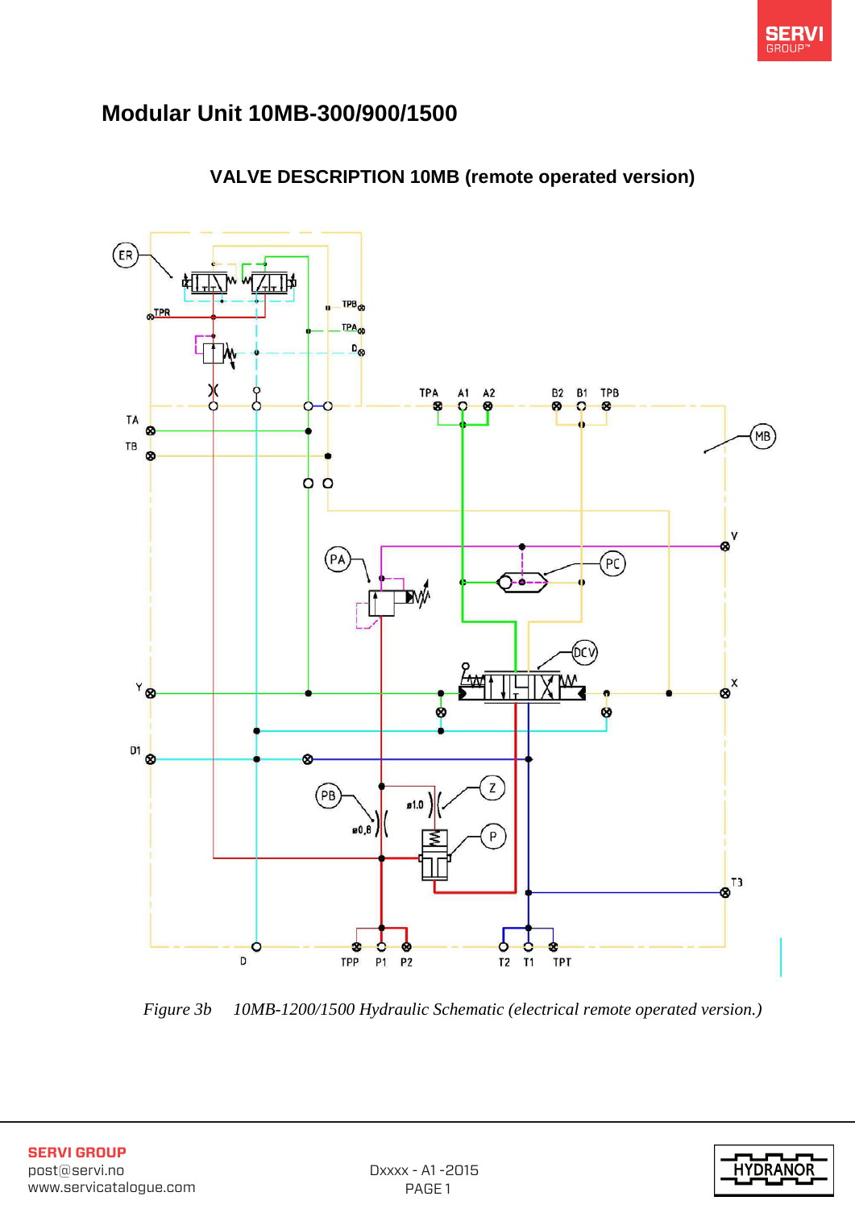# Modular Unit 10MB-300/900/1500

## VALVE DESCRIPTION 10MB (remote operated version)

ER
TPR
TPB
TPA
D
TPA A1 A2 B2 B1 TPB
TA
TB
MB
V
PA
PC
DCV
Y
X
D1
PB
Z
ø1,0
ø0,6
P
T3
D TPP P1 P2 T2 T1 TPT

*Figure 3b 10MB-1200/1500 Hydraulic Schematic (electrical remote operated version.)*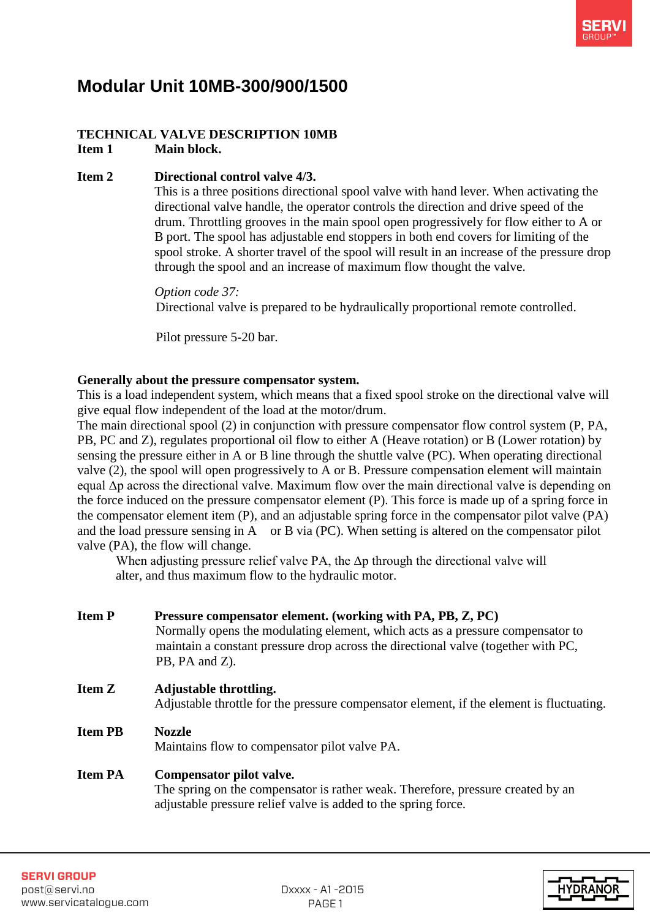# Modular Unit 10MB-300/900/1500

**TECHNICAL VALVE DESCRIPTION 10MB**

**Item 1** **Main block.**

**Item 2** **Directional control valve 4/3.**

This is a three positions directional spool valve with hand lever. When activating the directional valve handle, the operator controls the direction and drive speed of the drum. Throttling grooves in the main spool open progressively for flow either to A or B port. The spool has adjustable end stoppers in both end covers for limiting of the spool stroke. A shorter travel of the spool will result in an increase of the pressure drop through the spool and an increase of maximum flow thought the valve.

*Option code 37:*
Directional valve is prepared to be hydraulically proportional remote controlled.

Pilot pressure 5-20 bar.

**Generally about the pressure compensator system.**
This is a load independent system, which means that a fixed spool stroke on the directional valve will give equal flow independent of the load at the motor/drum.
The main directional spool (2) in conjunction with pressure compensator flow control system (P, PA, PB, PC and Z), regulates proportional oil flow to either A (Heave rotation) or B (Lower rotation) by sensing the pressure either in A or B line through the shuttle valve (PC). When operating directional valve (2), the spool will open progressively to A or B. Pressure compensation element will maintain equal Δp across the directional valve. Maximum flow over the main directional valve is depending on the force induced on the pressure compensator element (P). This force is made up of a spring force in the compensator element item (P), and an adjustable spring force in the compensator pilot valve (PA) and the load pressure sensing in A or B via (PC). When setting is altered on the compensator pilot valve (PA), the flow will change.
When adjusting pressure relief valve PA, the Δp through the directional valve will alter, and thus maximum flow to the hydraulic motor.

**Item P** **Pressure compensator element. (working with PA, PB, Z, PC)**

Normally opens the modulating element, which acts as a pressure compensator to maintain a constant pressure drop across the directional valve (together with PC, PB, PA and Z).

**Item Z** **Adjustable throttling.**

Adjustable throttle for the pressure compensator element, if the element is fluctuating.

**Item PB** **Nozzle**

Maintains flow to compensator pilot valve PA.

**Item PA** **Compensator pilot valve.**

The spring on the compensator is rather weak. Therefore, pressure created by an adjustable pressure relief valve is added to the spring force.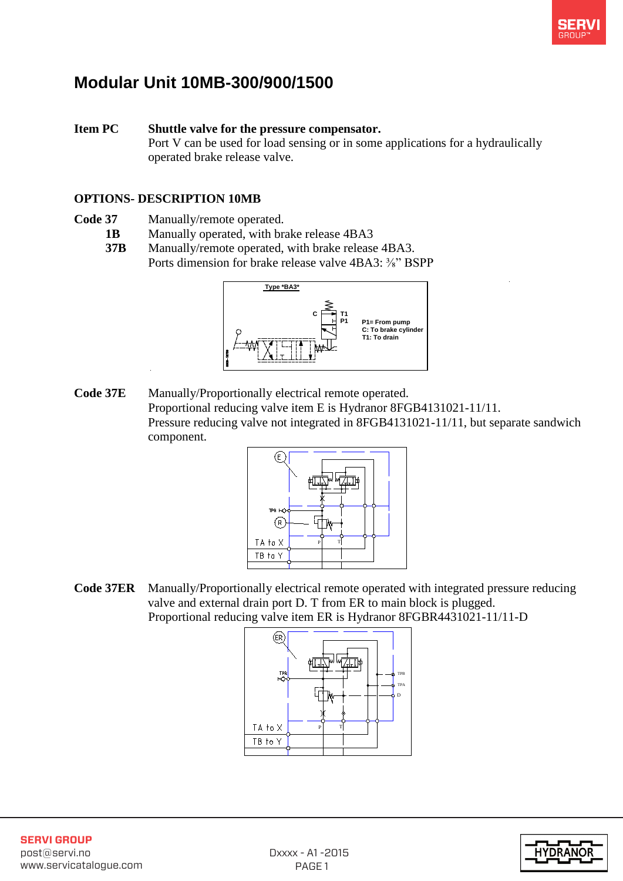# Modular Unit 10MB-300/900/1500

**Item PC** **Shuttle valve for the pressure compensator.**
Port V can be used for load sensing or in some applications for a hydraulically operated brake release valve.

## OPTIONS- DESCRIPTION 10MB

**Code 37** Manually/remote operated.
**1B** Manually operated, with brake release 4BA3
**37B** Manually/remote operated, with brake release 4BA3.
Ports dimension for brake release valve 4BA3: ⅜” BSPP

Type *BA3*
C
T1
P1
P1= From pump
C: To brake cylinder
T1: To drain

**Code 37E** Manually/Proportionally electrical remote operated.
Proportional reducing valve item E is Hydranor 8FGB4131021-11/11.
Pressure reducing valve not integrated in 8FGB4131021-11/11, but separate sandwich component.

E
TPR
R
TA to X
TB to Y
P
T

**Code 37ER** Manually/Proportionally electrical remote operated with integrated pressure reducing valve and external drain port D. T from ER to main block is plugged.
Proportional reducing valve item ER is Hydranor 8FGBR4431021-11/11-D

ER
TPR
TPB
TPA
D
TA to X
TB to Y
P
T

SERVI GROUP
post@servi.no
www.servicatalogue.com

Dxxxx - A1 -2015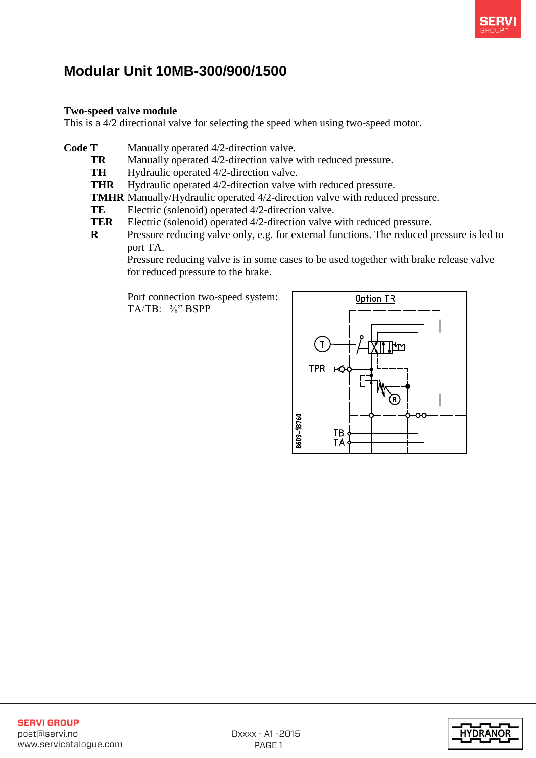# Modular Unit 10MB-300/900/1500

**Two-speed valve module**
This is a 4/2 directional valve for selecting the speed when using two-speed motor.

| | | |
|---|---|---|
| **Code** | **T** | Manually operated 4/2-direction valve. |
| | **TR** | Manually operated 4/2-direction valve with reduced pressure. |
| | **TH** | Hydraulic operated 4/2-direction valve. |
| | **THR** | Hydraulic operated 4/2-direction valve with reduced pressure. |
| | **TMHR** | Manually/Hydraulic operated 4/2-direction valve with reduced pressure. |
| | **TE** | Electric (solenoid) operated 4/2-direction valve. |
| | **TER** | Electric (solenoid) operated 4/2-direction valve with reduced pressure. |
| | **R** | Pressure reducing valve only, e.g. for external functions. The reduced pressure is led to port TA. Pressure reducing valve is in some cases to be used together with brake release valve for reduced pressure to the brake. |

Port connection two-speed system:
TA/TB: ⅜" BSPP

Option TR

T
TPR
R
TB
TA
8609-18760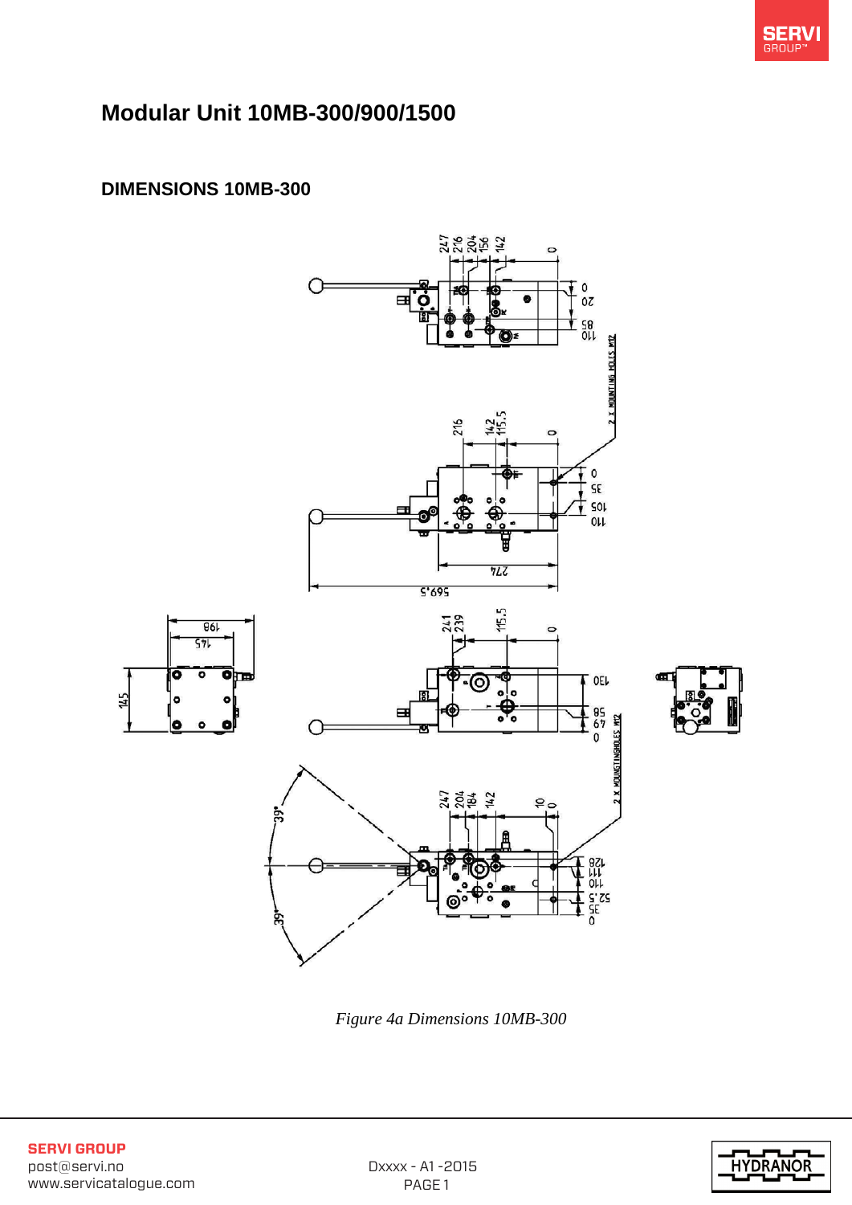# Modular Unit 10MB-300/900/1500

## DIMENSIONS 10MB-300

247
216
204
156
142
0
0
20
85
110

2 X MOUNTING HOLES M12

216
142
115,5
0
0
35
105
110
274
569,5

198
145
145

241
239
115,5
0
130
85
67
0

2 X MOUNTINGHOLES M12

39°
39°

247
204
184
142
10
0
128
111
110
52,5
35
0

*Figure 4a Dimensions 10MB-300*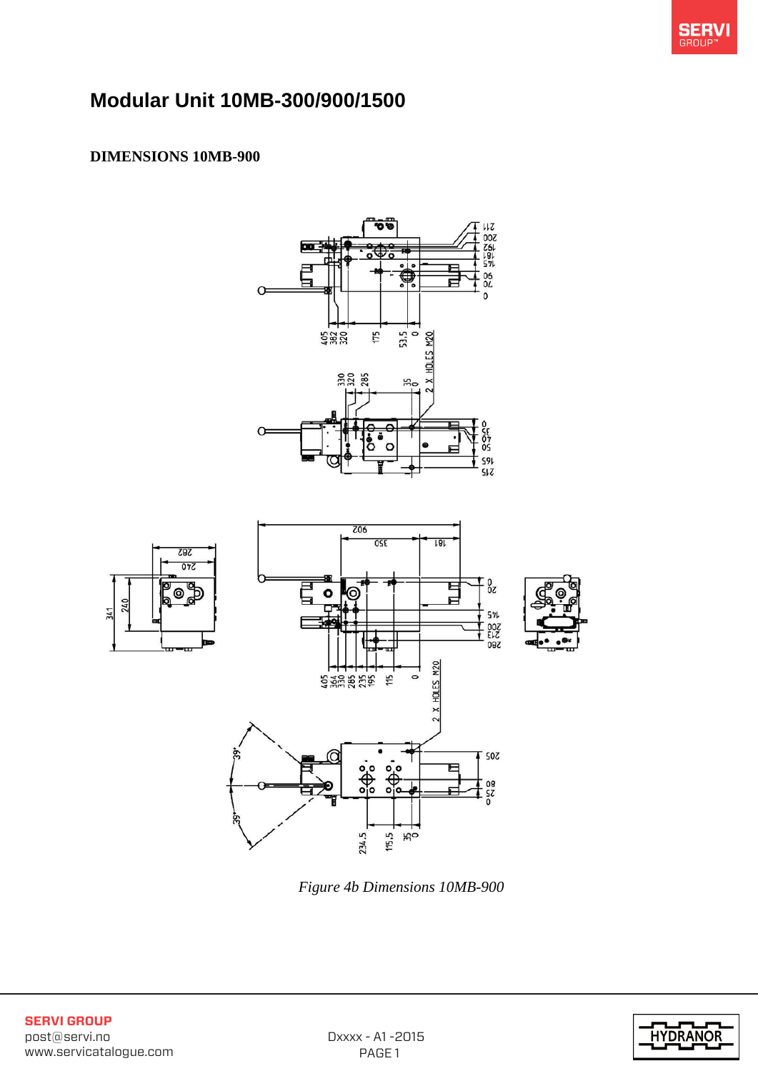# Modular Unit 10MB-300/900/1500

**DIMENSIONS 10MB-900**

211
200
192
181
145
90
70
0
405
382
320
175
53,5
0

330
320
285
35
0
2 X HOLES M20
0
35
40
50
165
215

902
350
181
282
240
341
240
0
20
145
200
213
280
405
364
330
285
235
195
115
0
2 X HOLES M20

39°
39°
205
80
25
0
234,5
115,5
35
0

*Figure 4b Dimensions 10MB-900*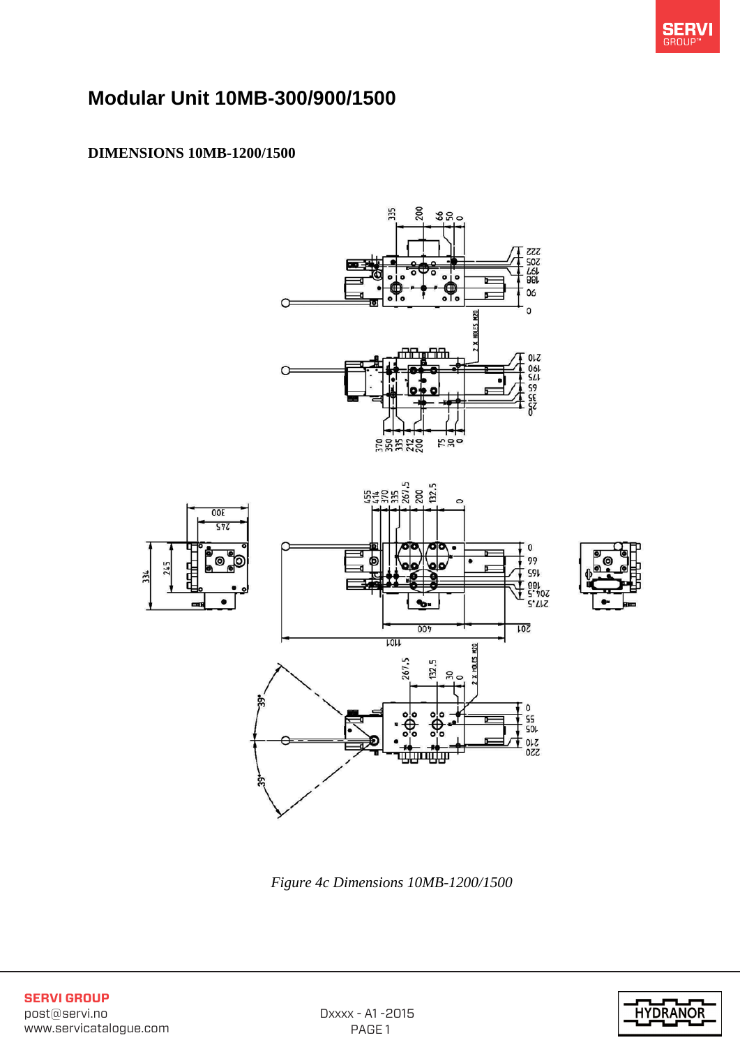# Modular Unit 10MB-300/900/1500

**DIMENSIONS 10MB-1200/1500**

*Figure 4c Dimensions 10MB-1200/1500*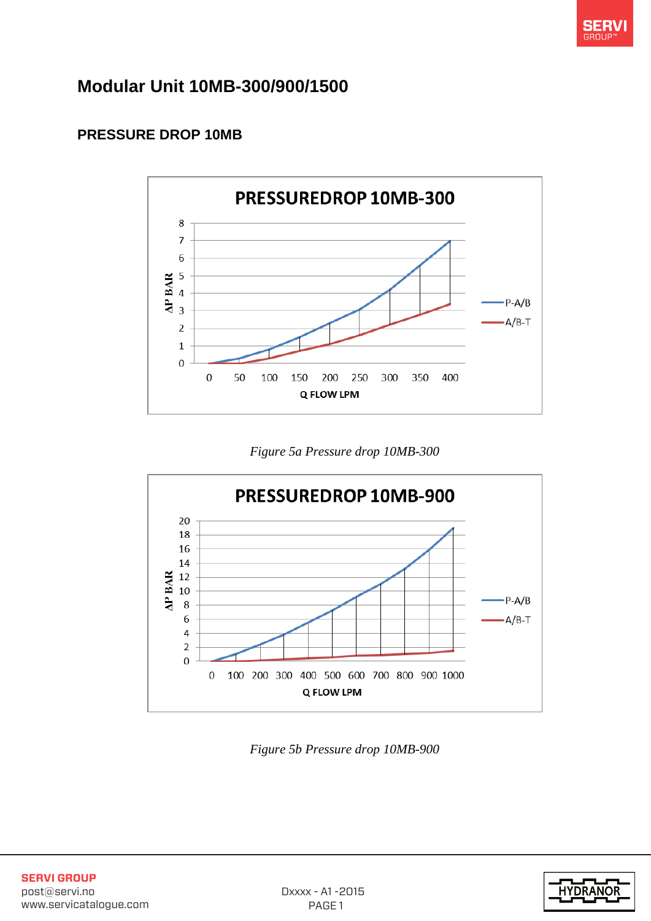# Modular Unit 10MB-300/900/1500

## PRESSURE DROP 10MB

PRESSUREDROP 10MB-300

ΔP BAR

8
7
6
5
4
3
2
1
0

0 50 100 150 200 250 300 350 400

Q FLOW LPM

P-A/B
A/B-T

*Figure 5a Pressure drop 10MB-300*

PRESSUREDROP 10MB-900

ΔP BAR

20
18
16
14
12
10
8
6
4
2
0

0 100 200 300 400 500 600 700 800 900 1000

Q FLOW LPM

P-A/B
A/B-T

*Figure 5b Pressure drop 10MB-900*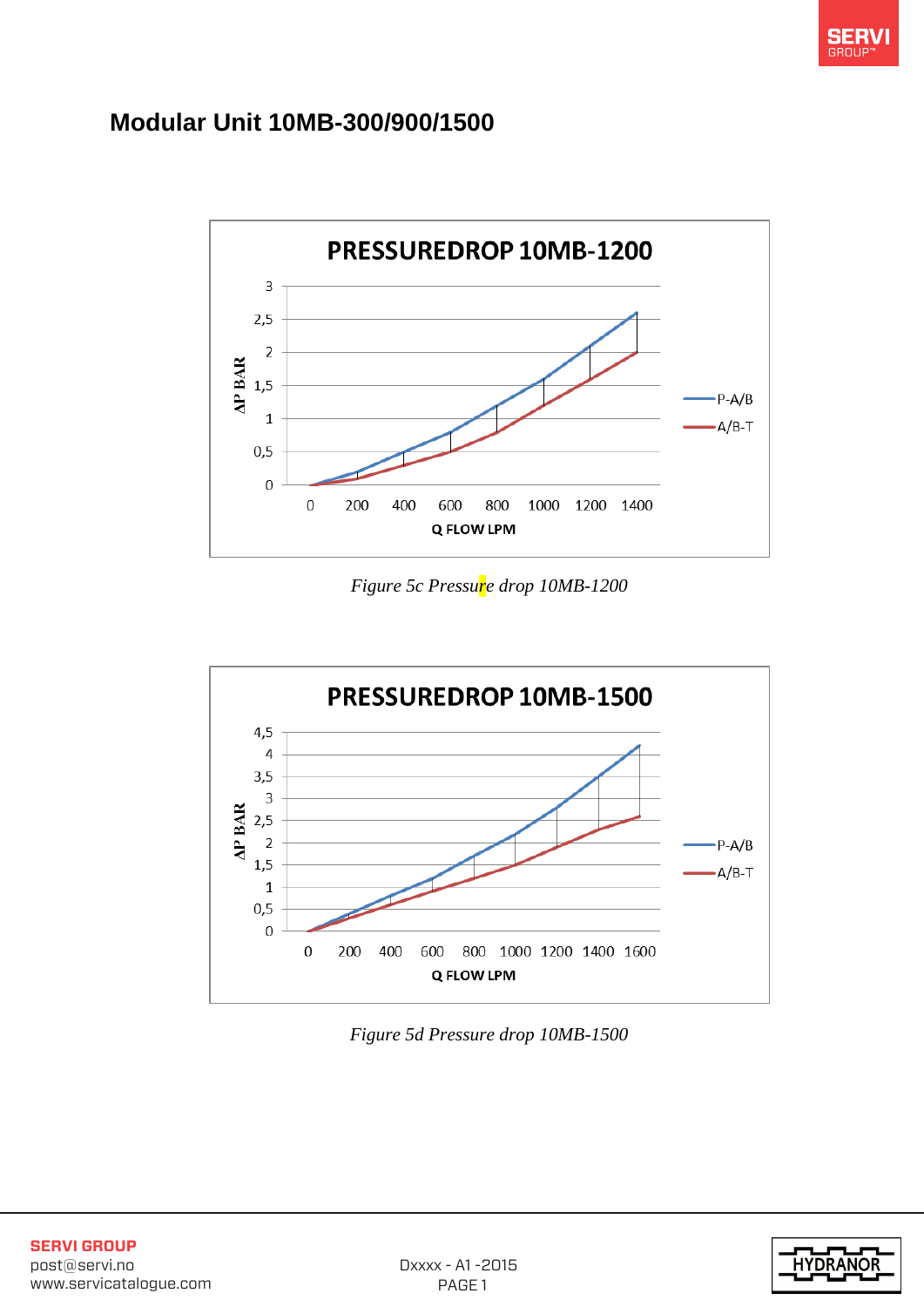## Modular Unit 10MB-300/900/1500

PRESSUREDROP 10MB-1200

ΔP BAR

3
2,5
2
1,5
1
0,5
0

0 200 400 600 800 1000 1200 1400

Q FLOW LPM

P-A/B
A/B-T

*Figure 5c Pressure drop 10MB-1200*

PRESSUREDROP 10MB-1500

ΔP BAR

4,5
4
3,5
3
2,5
2
1,5
1
0,5
0

0 200 400 600 800 1000 1200 1400 1600

Q FLOW LPM

P-A/B
A/B-T

*Figure 5d Pressure drop 10MB-1500*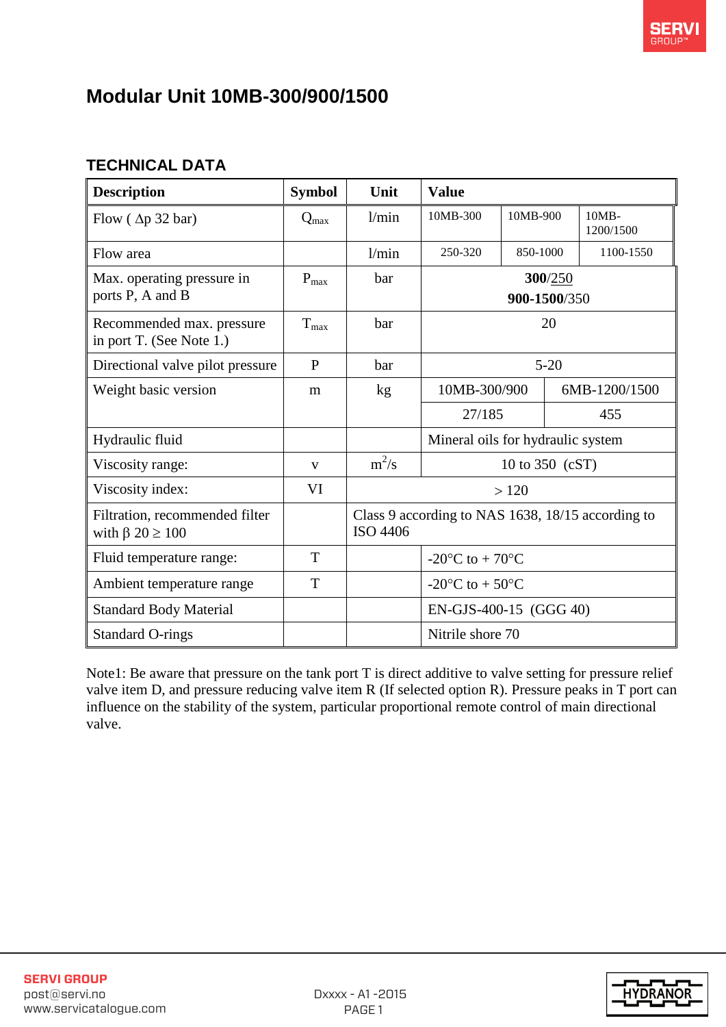# Modular Unit 10MB-300/900/1500

## TECHNICAL DATA

| Description | Symbol | Unit | Value | | |
|---|---|---|---|---|---|
| Flow ( Δp 32 bar) | $Q_{max}$ | l/min | 10MB-300 | 10MB-900 | 10MB-1200/1500 |
| Flow area | | l/min | 250-320 | 850-1000 | 1100-1550 |
| Max. operating pressure in ports P, A and B | $P_{max}$ | bar | **300**/250<br>**900-1500**/350 | | |
| Recommended max. pressure in port T. (See Note 1.) | $T_{max}$ | bar | 20 | | |
| Directional valve pilot pressure | P | bar | 5-20 | | |
| Weight basic version | m | kg | 10MB-300/900 | 6MB-1200/1500 | |
| | | | 27/185 | 455 | |
| Hydraulic fluid | | | Mineral oils for hydraulic system | | |
| Viscosity range: | v | $m^2/s$ | 10 to 350 (cST) | | |
| Viscosity index: | VI | > 120 | | | |
| Filtration, recommended filter with β 20 ≥ 100 | | Class 9 according to NAS 1638, 18/15 according to ISO 4406 | | | |
| Fluid temperature range: | T | | -20°C to + 70°C | | |
| Ambient temperature range | T | | -20°C to + 50°C | | |
| Standard Body Material | | | EN-GJS-400-15 (GGG 40) | | |
| Standard O-rings | | | Nitrile shore 70 | | |

Note1: Be aware that pressure on the tank port T is direct additive to valve setting for pressure relief valve item D, and pressure reducing valve item R (If selected option R). Pressure peaks in T port can influence on the stability of the system, particular proportional remote control of main directional valve.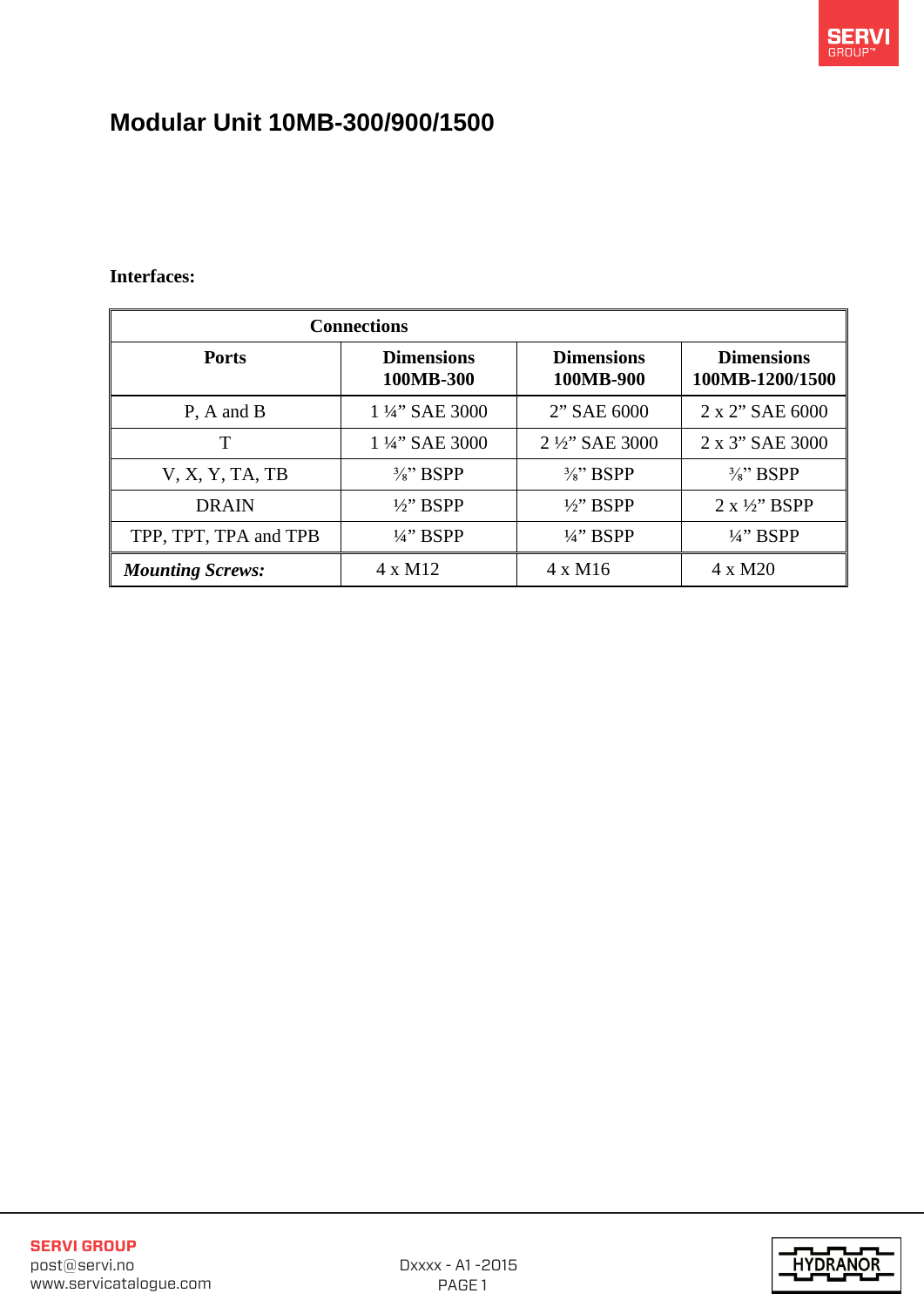# Modular Unit 10MB-300/900/1500

**Interfaces:**

| **Connections** | | | |
|---|---|---|---|
| **Ports** | **Dimensions 100MB-300** | **Dimensions 100MB-900** | **Dimensions 100MB-1200/1500** |
| P, A and B | 1 ¼" SAE 3000 | 2" SAE 6000 | 2 x 2" SAE 6000 |
| T | 1 ¼" SAE 3000 | 2 ½" SAE 3000 | 2 x 3" SAE 3000 |
| V, X, Y, TA, TB | ⅜" BSPP | ⅜" BSPP | ⅜" BSPP |
| DRAIN | ½" BSPP | ½" BSPP | 2 x ½" BSPP |
| TPP, TPT, TPA and TPB | ¼" BSPP | ¼" BSPP | ¼" BSPP |
| ***Mounting Screws:*** | 4 x M12 | 4 x M16 | 4 x M20 |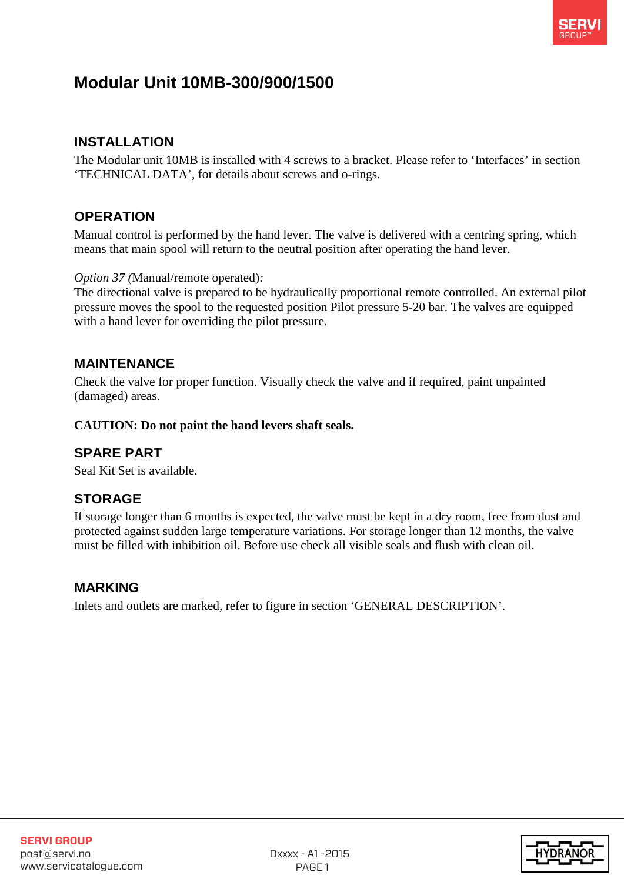# Modular Unit 10MB-300/900/1500

## INSTALLATION

The Modular unit 10MB is installed with 4 screws to a bracket. Please refer to 'Interfaces' in section 'TECHNICAL DATA', for details about screws and o-rings.

## OPERATION

Manual control is performed by the hand lever. The valve is delivered with a centring spring, which means that main spool will return to the neutral position after operating the hand lever.

*Option 37* (Manual/remote operated)*:*
The directional valve is prepared to be hydraulically proportional remote controlled. An external pilot pressure moves the spool to the requested position Pilot pressure 5-20 bar. The valves are equipped with a hand lever for overriding the pilot pressure.

## MAINTENANCE

Check the valve for proper function. Visually check the valve and if required, paint unpainted (damaged) areas.

**CAUTION: Do not paint the hand levers shaft seals.**

## SPARE PART

Seal Kit Set is available.

## STORAGE

If storage longer than 6 months is expected, the valve must be kept in a dry room, free from dust and protected against sudden large temperature variations. For storage longer than 12 months, the valve must be filled with inhibition oil. Before use check all visible seals and flush with clean oil.

## MARKING

Inlets and outlets are marked, refer to figure in section 'GENERAL DESCRIPTION'.